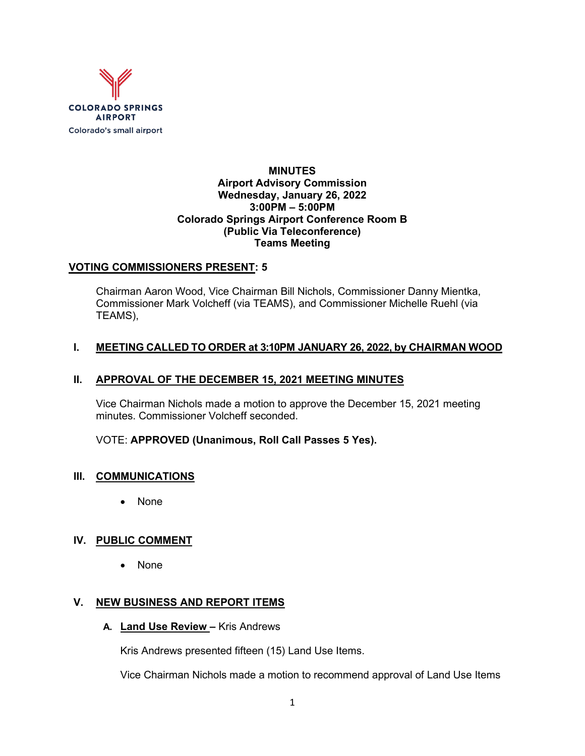COLORADO SPRINGS AIRPORT
Colorado's small airport

**MINUTES**
**Airport Advisory Commission**
**Wednesday, January 26, 2022**
**3:00PM – 5:00PM**
**Colorado Springs Airport Conference Room B**
**(Public Via Teleconference)**
**Teams Meeting**

**VOTING COMMISSIONERS PRESENT: 5**

Chairman Aaron Wood, Vice Chairman Bill Nichols, Commissioner Danny Mientka, Commissioner Mark Volcheff (via TEAMS), and Commissioner Michelle Ruehl (via TEAMS),

## I. MEETING CALLED TO ORDER at 3:10PM JANUARY 26, 2022, by CHAIRMAN WOOD

## II. APPROVAL OF THE DECEMBER 15, 2021 MEETING MINUTES

Vice Chairman Nichols made a motion to approve the December 15, 2021 meeting minutes. Commissioner Volcheff seconded.

VOTE: **APPROVED (Unanimous, Roll Call Passes 5 Yes).**

## III. COMMUNICATIONS

- None

## IV. PUBLIC COMMENT

- None

## V. NEW BUSINESS AND REPORT ITEMS

### A. Land Use Review – Kris Andrews

Kris Andrews presented fifteen (15) Land Use Items.

Vice Chairman Nichols made a motion to recommend approval of Land Use Items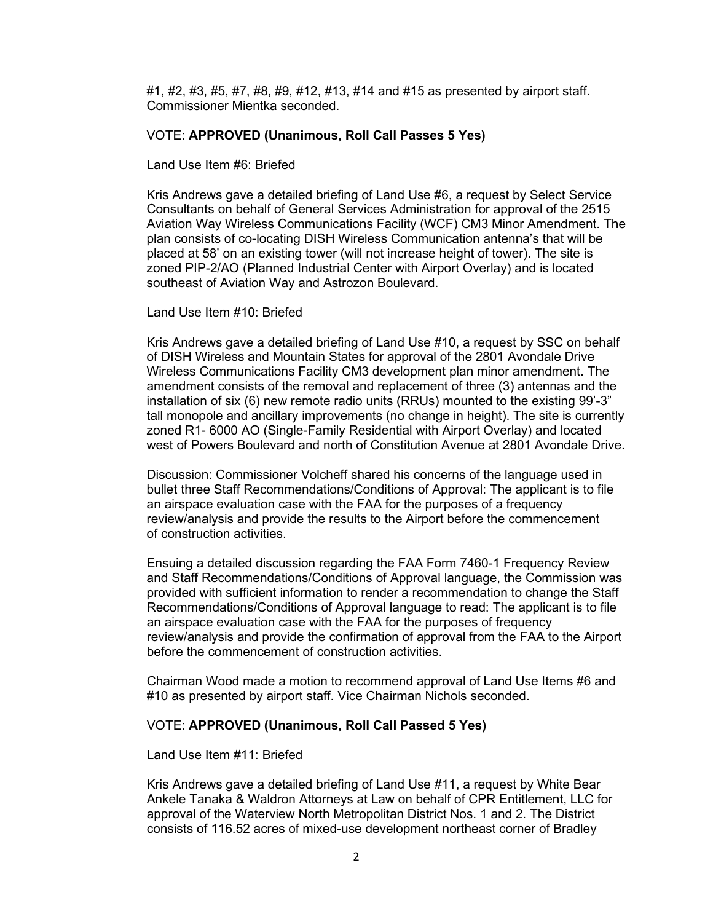#1, #2, #3, #5, #7, #8, #9, #12, #13, #14 and #15 as presented by airport staff. Commissioner Mientka seconded.

VOTE: **APPROVED (Unanimous, Roll Call Passes 5 Yes)**

Land Use Item #6: Briefed

Kris Andrews gave a detailed briefing of Land Use #6, a request by Select Service Consultants on behalf of General Services Administration for approval of the 2515 Aviation Way Wireless Communications Facility (WCF) CM3 Minor Amendment. The plan consists of co-locating DISH Wireless Communication antenna's that will be placed at 58' on an existing tower (will not increase height of tower). The site is zoned PIP-2/AO (Planned Industrial Center with Airport Overlay) and is located southeast of Aviation Way and Astrozon Boulevard.

Land Use Item #10: Briefed

Kris Andrews gave a detailed briefing of Land Use #10, a request by SSC on behalf of DISH Wireless and Mountain States for approval of the 2801 Avondale Drive Wireless Communications Facility CM3 development plan minor amendment. The amendment consists of the removal and replacement of three (3) antennas and the installation of six (6) new remote radio units (RRUs) mounted to the existing 99'-3" tall monopole and ancillary improvements (no change in height). The site is currently zoned R1- 6000 AO (Single-Family Residential with Airport Overlay) and located west of Powers Boulevard and north of Constitution Avenue at 2801 Avondale Drive.

Discussion: Commissioner Volcheff shared his concerns of the language used in bullet three Staff Recommendations/Conditions of Approval: The applicant is to file an airspace evaluation case with the FAA for the purposes of a frequency review/analysis and provide the results to the Airport before the commencement of construction activities.

Ensuing a detailed discussion regarding the FAA Form 7460-1 Frequency Review and Staff Recommendations/Conditions of Approval language, the Commission was provided with sufficient information to render a recommendation to change the Staff Recommendations/Conditions of Approval language to read: The applicant is to file an airspace evaluation case with the FAA for the purposes of frequency review/analysis and provide the confirmation of approval from the FAA to the Airport before the commencement of construction activities.

Chairman Wood made a motion to recommend approval of Land Use Items #6 and #10 as presented by airport staff. Vice Chairman Nichols seconded.

VOTE: **APPROVED (Unanimous, Roll Call Passed 5 Yes)**

Land Use Item #11: Briefed

Kris Andrews gave a detailed briefing of Land Use #11, a request by White Bear Ankele Tanaka & Waldron Attorneys at Law on behalf of CPR Entitlement, LLC for approval of the Waterview North Metropolitan District Nos. 1 and 2. The District consists of 116.52 acres of mixed-use development northeast corner of Bradley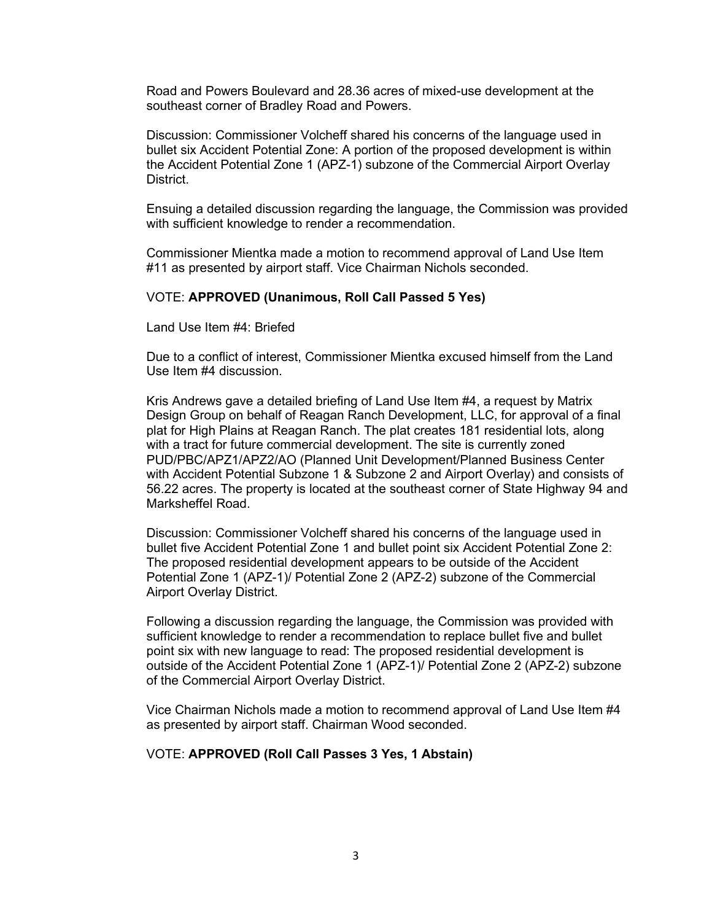Road and Powers Boulevard and 28.36 acres of mixed-use development at the southeast corner of Bradley Road and Powers.

Discussion: Commissioner Volcheff shared his concerns of the language used in bullet six Accident Potential Zone: A portion of the proposed development is within the Accident Potential Zone 1 (APZ-1) subzone of the Commercial Airport Overlay District.

Ensuing a detailed discussion regarding the language, the Commission was provided with sufficient knowledge to render a recommendation.

Commissioner Mientka made a motion to recommend approval of Land Use Item #11 as presented by airport staff. Vice Chairman Nichols seconded.

VOTE: **APPROVED (Unanimous, Roll Call Passed 5 Yes)**

Land Use Item #4: Briefed

Due to a conflict of interest, Commissioner Mientka excused himself from the Land Use Item #4 discussion.

Kris Andrews gave a detailed briefing of Land Use Item #4, a request by Matrix Design Group on behalf of Reagan Ranch Development, LLC, for approval of a final plat for High Plains at Reagan Ranch. The plat creates 181 residential lots, along with a tract for future commercial development. The site is currently zoned PUD/PBC/APZ1/APZ2/AO (Planned Unit Development/Planned Business Center with Accident Potential Subzone 1 & Subzone 2 and Airport Overlay) and consists of 56.22 acres. The property is located at the southeast corner of State Highway 94 and Marksheffel Road.

Discussion: Commissioner Volcheff shared his concerns of the language used in bullet five Accident Potential Zone 1 and bullet point six Accident Potential Zone 2: The proposed residential development appears to be outside of the Accident Potential Zone 1 (APZ-1)/ Potential Zone 2 (APZ-2) subzone of the Commercial Airport Overlay District.

Following a discussion regarding the language, the Commission was provided with sufficient knowledge to render a recommendation to replace bullet five and bullet point six with new language to read: The proposed residential development is outside of the Accident Potential Zone 1 (APZ-1)/ Potential Zone 2 (APZ-2) subzone of the Commercial Airport Overlay District.

Vice Chairman Nichols made a motion to recommend approval of Land Use Item #4 as presented by airport staff. Chairman Wood seconded.

VOTE: **APPROVED (Roll Call Passes 3 Yes, 1 Abstain)**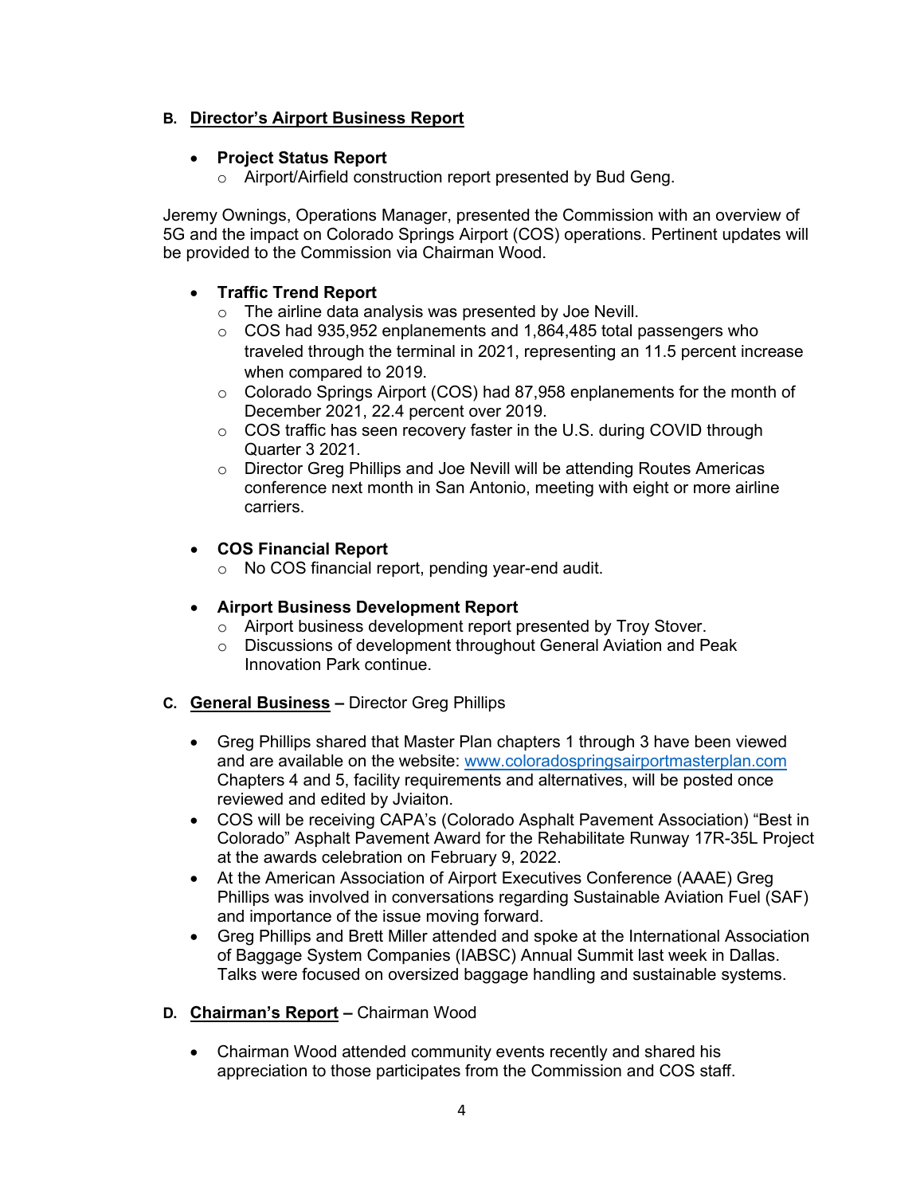**B. Director's Airport Business Report**

- **Project Status Report**
  - Airport/Airfield construction report presented by Bud Geng.

Jeremy Ownings, Operations Manager, presented the Commission with an overview of 5G and the impact on Colorado Springs Airport (COS) operations. Pertinent updates will be provided to the Commission via Chairman Wood.

- **Traffic Trend Report**
  - The airline data analysis was presented by Joe Nevill.
  - COS had 935,952 enplanements and 1,864,485 total passengers who traveled through the terminal in 2021, representing an 11.5 percent increase when compared to 2019.
  - Colorado Springs Airport (COS) had 87,958 enplanements for the month of December 2021, 22.4 percent over 2019.
  - COS traffic has seen recovery faster in the U.S. during COVID through Quarter 3 2021.
  - Director Greg Phillips and Joe Nevill will be attending Routes Americas conference next month in San Antonio, meeting with eight or more airline carriers.

- **COS Financial Report**
  - No COS financial report, pending year-end audit.

- **Airport Business Development Report**
  - Airport business development report presented by Troy Stover.
  - Discussions of development throughout General Aviation and Peak Innovation Park continue.

**C. General Business** – Director Greg Phillips

- Greg Phillips shared that Master Plan chapters 1 through 3 have been viewed and are available on the website: www.coloradospringsairportmasterplan.com Chapters 4 and 5, facility requirements and alternatives, will be posted once reviewed and edited by Jviaiton.
- COS will be receiving CAPA's (Colorado Asphalt Pavement Association) "Best in Colorado" Asphalt Pavement Award for the Rehabilitate Runway 17R-35L Project at the awards celebration on February 9, 2022.
- At the American Association of Airport Executives Conference (AAAE) Greg Phillips was involved in conversations regarding Sustainable Aviation Fuel (SAF) and importance of the issue moving forward.
- Greg Phillips and Brett Miller attended and spoke at the International Association of Baggage System Companies (IABSC) Annual Summit last week in Dallas. Talks were focused on oversized baggage handling and sustainable systems.

**D. Chairman's Report** – Chairman Wood

- Chairman Wood attended community events recently and shared his appreciation to those participates from the Commission and COS staff.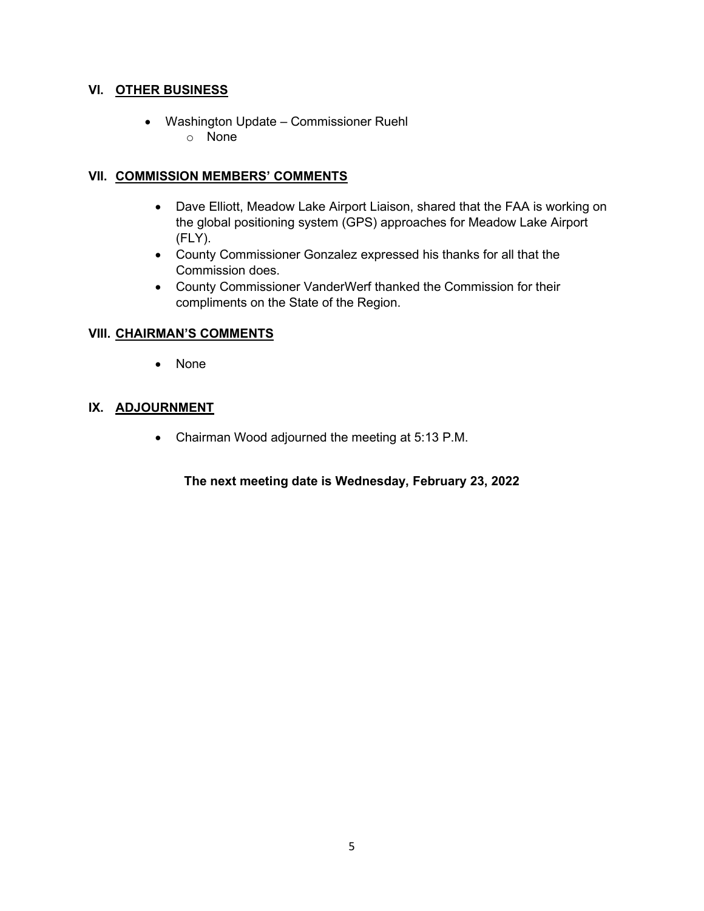## VI. OTHER BUSINESS

- Washington Update – Commissioner Ruehl
  - None

## VII. COMMISSION MEMBERS' COMMENTS

- Dave Elliott, Meadow Lake Airport Liaison, shared that the FAA is working on the global positioning system (GPS) approaches for Meadow Lake Airport (FLY).
- County Commissioner Gonzalez expressed his thanks for all that the Commission does.
- County Commissioner VanderWerf thanked the Commission for their compliments on the State of the Region.

## VIII. CHAIRMAN'S COMMENTS

- None

## IX. ADJOURNMENT

- Chairman Wood adjourned the meeting at 5:13 P.M.

**The next meeting date is Wednesday, February 23, 2022**